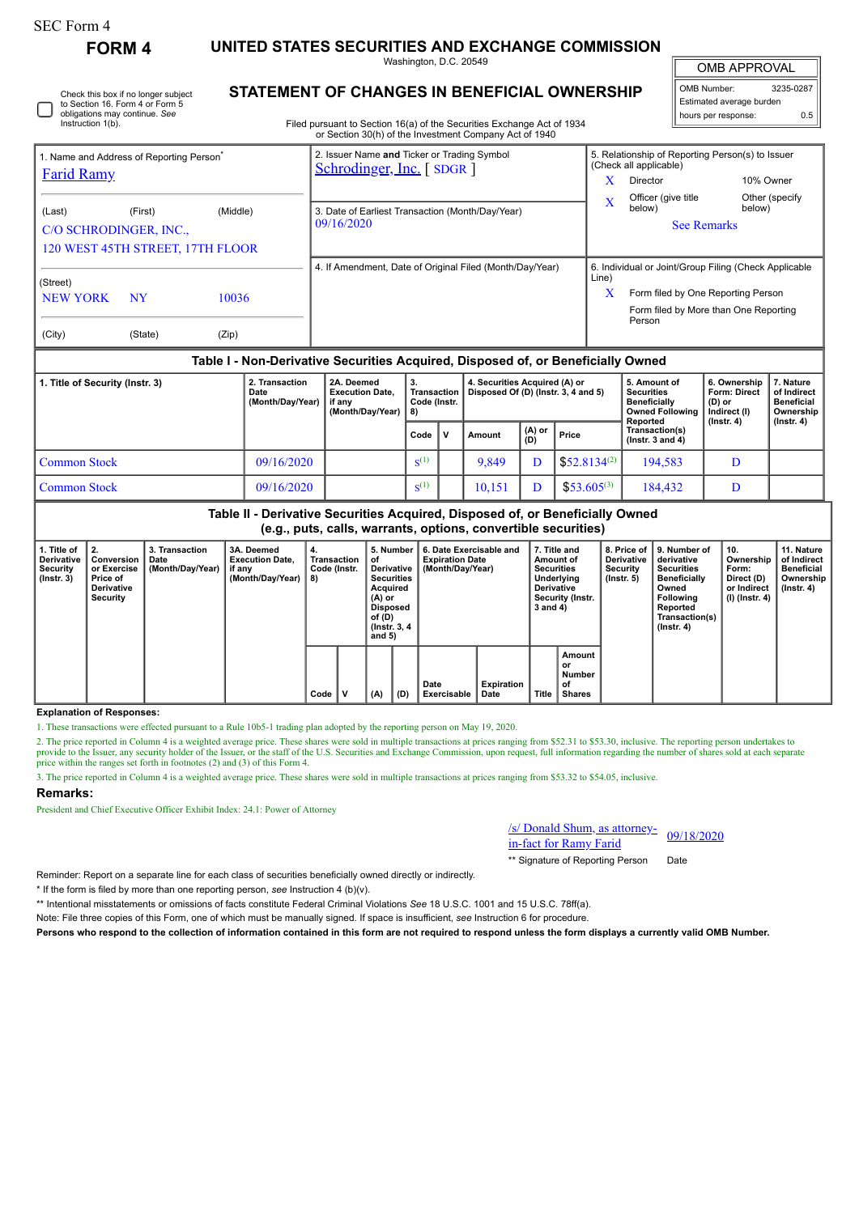SEC Form 4

**FORM 4**

# UNITED STATES SECURITIES AND EXCHANGE COMMISSION

Washington, D.C. 20549

☐ Check this box if no longer subject to Section 16. Form 4 or Form 5 obligations may continue. *See* Instruction 1(b).

## STATEMENT OF CHANGES IN BENEFICIAL OWNERSHIP

Filed pursuant to Section 16(a) of the Securities Exchange Act of 1934 or Section 30(h) of the Investment Company Act of 1940

| OMB APPROVAL | |
|---|---|
| OMB Number: | 3235-0287 |
| Estimated average burden hours per response: | 0.5 |

| 1. Name and Address of Reporting Person* | 2. Issuer Name and Ticker or Trading Symbol | 5. Relationship of Reporting Person(s) to Issuer (Check all applicable) |
|---|---|---|
| Farid Ramy | Schrodinger, Inc. [ SDGR ] | X Director; 10% Owner |
| (Last) (First) (Middle) C/O SCHRODINGER, INC., 120 WEST 45TH STREET, 17TH FLOOR | 3. Date of Earliest Transaction (Month/Day/Year) 09/16/2020 | X Officer (give title below); Other (specify below) See Remarks |
| (Street) NEW YORK NY 10036 | 4. If Amendment, Date of Original Filed (Month/Day/Year) | 6. Individual or Joint/Group Filing (Check Applicable Line) X Form filed by One Reporting Person; Form filed by More than One Reporting Person |
| (City) (State) (Zip) | | |

**Table I - Non-Derivative Securities Acquired, Disposed of, or Beneficially Owned**

| 1. Title of Security (Instr. 3) | 2. Transaction Date (Month/Day/Year) | 2A. Deemed Execution Date, if any (Month/Day/Year) | 3. Transaction Code (Instr. 8) | | 4. Securities Acquired (A) or Disposed Of (D) (Instr. 3, 4 and 5) | | | 5. Amount of Securities Beneficially Owned Following Reported Transaction(s) (Instr. 3 and 4) | 6. Ownership Form: Direct (D) or Indirect (I) (Instr. 4) | 7. Nature of Indirect Beneficial Ownership (Instr. 4) |
|---|---|---|---|---|---|---|---|---|---|---|
| | | | Code | V | Amount | (A) or (D) | Price | | | |
| Common Stock | 09/16/2020 | | S[1] | | 9,849 | D | $52.8134[2] | 194,583 | D | |
| Common Stock | 09/16/2020 | | S[1] | | 10,151 | D | $53.605[3] | 184,432 | D | |

**Table II - Derivative Securities Acquired, Disposed of, or Beneficially Owned (e.g., puts, calls, warrants, options, convertible securities)**

| 1. Title of Derivative Security (Instr. 3) | 2. Conversion or Exercise Price of Derivative Security | 3. Transaction Date (Month/Day/Year) | 3A. Deemed Execution Date, if any (Month/Day/Year) | 4. Transaction Code (Instr. 8) | | 5. Number of Derivative Securities Acquired (A) or Disposed of (D) (Instr. 3, 4 and 5) | | 6. Date Exercisable and Expiration Date (Month/Day/Year) | | 7. Title and Amount of Securities Underlying Derivative Security (Instr. 3 and 4) | | 8. Price of Derivative Security (Instr. 5) | 9. Number of derivative Securities Beneficially Owned Following Reported Transaction(s) (Instr. 4) | 10. Ownership Form: Direct (D) or Indirect (I) (Instr. 4) | 11. Nature of Indirect Beneficial Ownership (Instr. 4) |
|---|---|---|---|---|---|---|---|---|---|---|---|---|---|---|---|
| | | | | Code | V | (A) | (D) | Date Exercisable | Expiration Date | Title | Amount or Number of Shares | | | | |

**Explanation of Responses:**

1. These transactions were effected pursuant to a Rule 10b5-1 trading plan adopted by the reporting person on May 19, 2020.

2. The price reported in Column 4 is a weighted average price. These shares were sold in multiple transactions at prices ranging from $52.31 to $53.30, inclusive. The reporting person undertakes to provide to the Issuer, any security holder of the Issuer, or the staff of the U.S. Securities and Exchange Commission, upon request, full information regarding the number of shares sold at each separate price within the ranges set forth in footnotes (2) and (3) of this Form 4.

3. The price reported in Column 4 is a weighted average price. These shares were sold in multiple transactions at prices ranging from $53.32 to $54.05, inclusive.

**Remarks:**

President and Chief Executive Officer Exhibit Index: 24.1: Power of Attorney

/s/ Donald Shum, as attorney-in-fact for Ramy Farid — 09/18/2020

** Signature of Reporting Person — Date

Reminder: Report on a separate line for each class of securities beneficially owned directly or indirectly.

\* If the form is filed by more than one reporting person, *see* Instruction 4 (b)(v).

** Intentional misstatements or omissions of facts constitute Federal Criminal Violations *See* 18 U.S.C. 1001 and 15 U.S.C. 78ff(a).

Note: File three copies of this Form, one of which must be manually signed. If space is insufficient, *see* Instruction 6 for procedure.

**Persons who respond to the collection of information contained in this form are not required to respond unless the form displays a currently valid OMB Number.**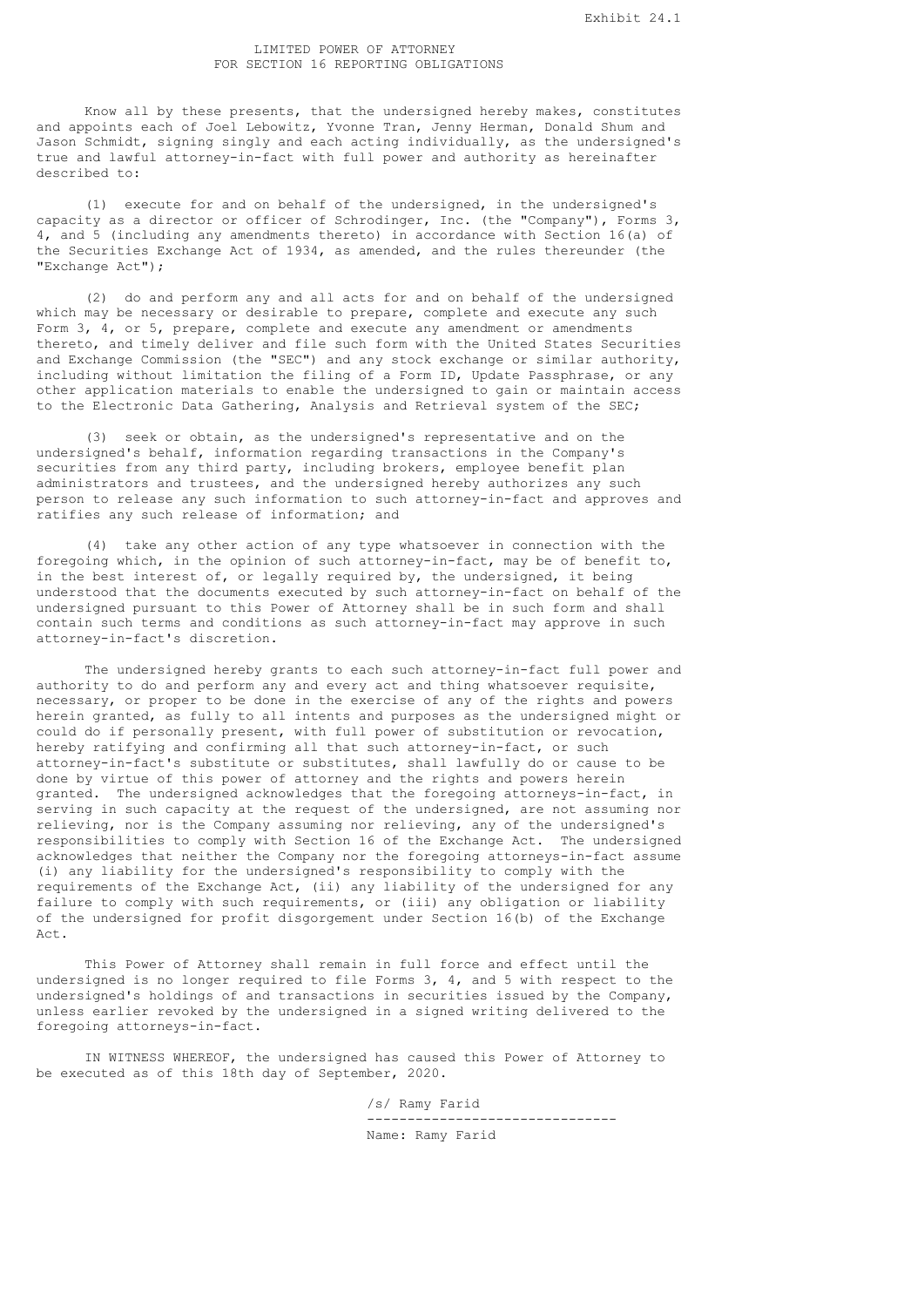Exhibit 24.1

# LIMITED POWER OF ATTORNEY
## FOR SECTION 16 REPORTING OBLIGATIONS

Know all by these presents, that the undersigned hereby makes, constitutes and appoints each of Joel Lebowitz, Yvonne Tran, Jenny Herman, Donald Shum and Jason Schmidt, signing singly and each acting individually, as the undersigned's true and lawful attorney-in-fact with full power and authority as hereinafter described to:

(1) execute for and on behalf of the undersigned, in the undersigned's capacity as a director or officer of Schrodinger, Inc. (the "Company"), Forms 3, 4, and 5 (including any amendments thereto) in accordance with Section 16(a) of the Securities Exchange Act of 1934, as amended, and the rules thereunder (the "Exchange Act");

(2) do and perform any and all acts for and on behalf of the undersigned which may be necessary or desirable to prepare, complete and execute any such Form 3, 4, or 5, prepare, complete and execute any amendment or amendments thereto, and timely deliver and file such form with the United States Securities and Exchange Commission (the "SEC") and any stock exchange or similar authority, including without limitation the filing of a Form ID, Update Passphrase, or any other application materials to enable the undersigned to gain or maintain access to the Electronic Data Gathering, Analysis and Retrieval system of the SEC;

(3) seek or obtain, as the undersigned's representative and on the undersigned's behalf, information regarding transactions in the Company's securities from any third party, including brokers, employee benefit plan administrators and trustees, and the undersigned hereby authorizes any such person to release any such information to such attorney-in-fact and approves and ratifies any such release of information; and

(4) take any other action of any type whatsoever in connection with the foregoing which, in the opinion of such attorney-in-fact, may be of benefit to, in the best interest of, or legally required by, the undersigned, it being understood that the documents executed by such attorney-in-fact on behalf of the undersigned pursuant to this Power of Attorney shall be in such form and shall contain such terms and conditions as such attorney-in-fact may approve in such attorney-in-fact's discretion.

The undersigned hereby grants to each such attorney-in-fact full power and authority to do and perform any and every act and thing whatsoever requisite, necessary, or proper to be done in the exercise of any of the rights and powers herein granted, as fully to all intents and purposes as the undersigned might or could do if personally present, with full power of substitution or revocation, hereby ratifying and confirming all that such attorney-in-fact, or such attorney-in-fact's substitute or substitutes, shall lawfully do or cause to be done by virtue of this power of attorney and the rights and powers herein granted. The undersigned acknowledges that the foregoing attorneys-in-fact, in serving in such capacity at the request of the undersigned, are not assuming nor relieving, nor is the Company assuming nor relieving, any of the undersigned's responsibilities to comply with Section 16 of the Exchange Act. The undersigned acknowledges that neither the Company nor the foregoing attorneys-in-fact assume (i) any liability for the undersigned's responsibility to comply with the requirements of the Exchange Act, (ii) any liability of the undersigned for any failure to comply with such requirements, or (iii) any obligation or liability of the undersigned for profit disgorgement under Section 16(b) of the Exchange Act.

This Power of Attorney shall remain in full force and effect until the undersigned is no longer required to file Forms 3, 4, and 5 with respect to the undersigned's holdings of and transactions in securities issued by the Company, unless earlier revoked by the undersigned in a signed writing delivered to the foregoing attorneys-in-fact.

IN WITNESS WHEREOF, the undersigned has caused this Power of Attorney to be executed as of this 18th day of September, 2020.

/s/ Ramy Farid

-------------------------------

Name: Ramy Farid